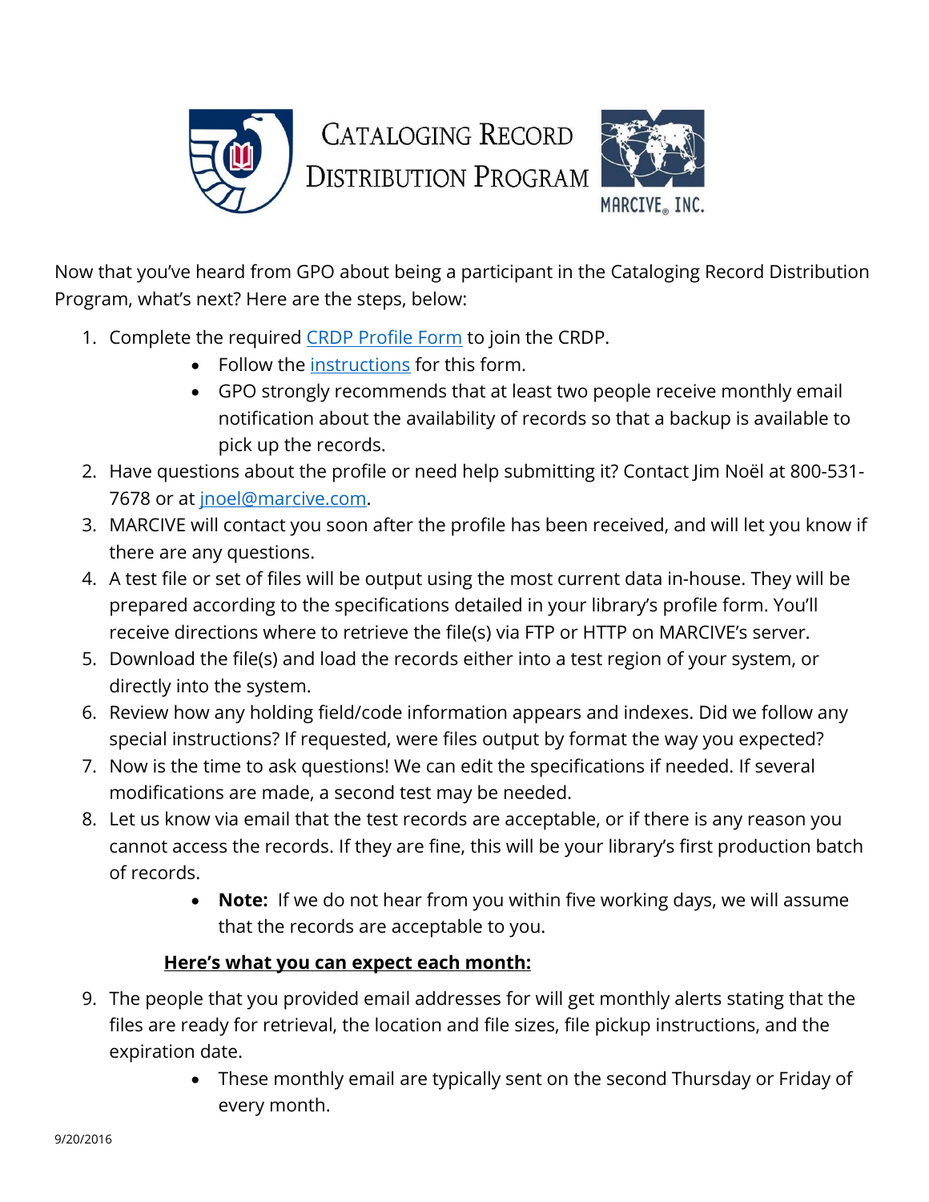# Cataloging Record Distribution Program

MARCIVE, INC.

Now that you've heard from GPO about being a participant in the Cataloging Record Distribution Program, what's next? Here are the steps, below:

1. Complete the required CRDP Profile Form to join the CRDP.
    - Follow the instructions for this form.
    - GPO strongly recommends that at least two people receive monthly email notification about the availability of records so that a backup is available to pick up the records.
2. Have questions about the profile or need help submitting it? Contact Jim Noël at 800-531-7678 or at jnoel@marcive.com.
3. MARCIVE will contact you soon after the profile has been received, and will let you know if there are any questions.
4. A test file or set of files will be output using the most current data in-house. They will be prepared according to the specifications detailed in your library's profile form. You'll receive directions where to retrieve the file(s) via FTP or HTTP on MARCIVE's server.
5. Download the file(s) and load the records either into a test region of your system, or directly into the system.
6. Review how any holding field/code information appears and indexes. Did we follow any special instructions? If requested, were files output by format the way you expected?
7. Now is the time to ask questions! We can edit the specifications if needed. If several modifications are made, a second test may be needed.
8. Let us know via email that the test records are acceptable, or if there is any reason you cannot access the records. If they are fine, this will be your library's first production batch of records.
    - **Note:** If we do not hear from you within five working days, we will assume that the records are acceptable to you.

**Here's what you can expect each month:**

9. The people that you provided email addresses for will get monthly alerts stating that the files are ready for retrieval, the location and file sizes, file pickup instructions, and the expiration date.
    - These monthly email are typically sent on the second Thursday or Friday of every month.

9/20/2016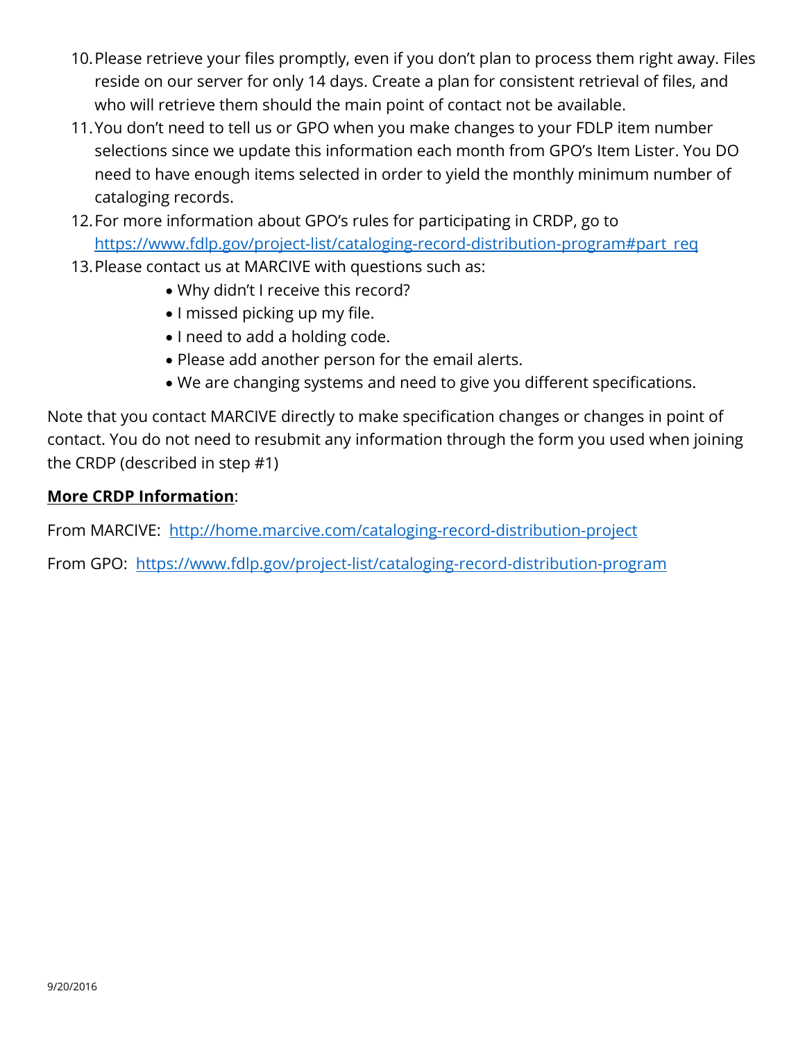10. Please retrieve your files promptly, even if you don't plan to process them right away. Files reside on our server for only 14 days. Create a plan for consistent retrieval of files, and who will retrieve them should the main point of contact not be available.
11. You don't need to tell us or GPO when you make changes to your FDLP item number selections since we update this information each month from GPO's Item Lister. You DO need to have enough items selected in order to yield the monthly minimum number of cataloging records.
12. For more information about GPO's rules for participating in CRDP, go to https://www.fdlp.gov/project-list/cataloging-record-distribution-program#part_req
13. Please contact us at MARCIVE with questions such as:
    - Why didn't I receive this record?
    - I missed picking up my file.
    - I need to add a holding code.
    - Please add another person for the email alerts.
    - We are changing systems and need to give you different specifications.

Note that you contact MARCIVE directly to make specification changes or changes in point of contact. You do not need to resubmit any information through the form you used when joining the CRDP (described in step #1)

**More CRDP Information**:

From MARCIVE: http://home.marcive.com/cataloging-record-distribution-project

From GPO: https://www.fdlp.gov/project-list/cataloging-record-distribution-program

9/20/2016